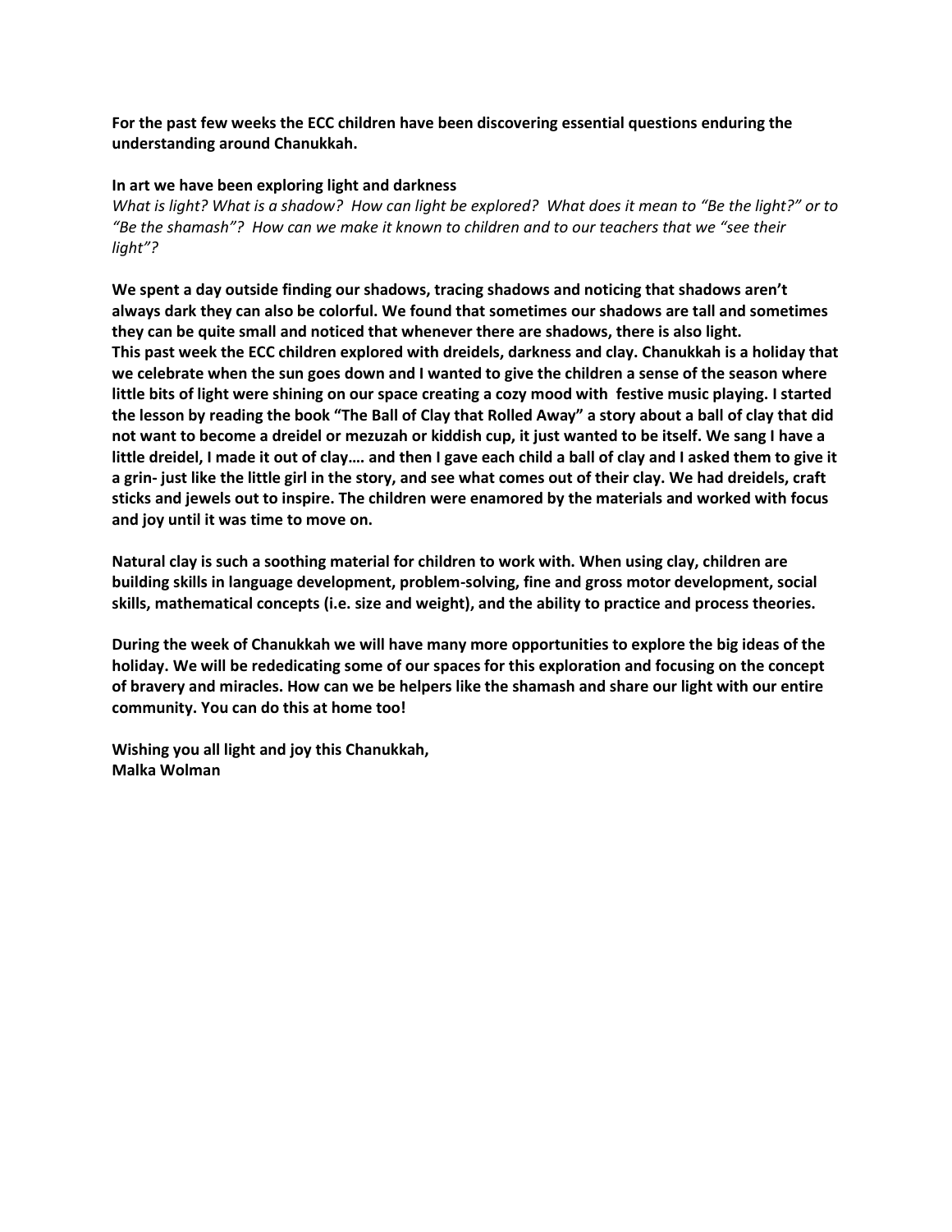**For the past few weeks the ECC children have been discovering essential questions enduring the understanding around Chanukkah.**

**In art we have been exploring light and darkness**

*What is light? What is a shadow? How can light be explored? What does it mean to "Be the light?" or to "Be the shamash"? How can we make it known to children and to our teachers that we "see their light"?*

**We spent a day outside finding our shadows, tracing shadows and noticing that shadows aren't always dark they can also be colorful. We found that sometimes our shadows are tall and sometimes they can be quite small and noticed that whenever there are shadows, there is also light.**
**This past week the ECC children explored with dreidels, darkness and clay. Chanukkah is a holiday that we celebrate when the sun goes down and I wanted to give the children a sense of the season where little bits of light were shining on our space creating a cozy mood with festive music playing. I started the lesson by reading the book "The Ball of Clay that Rolled Away" a story about a ball of clay that did not want to become a dreidel or mezuzah or kiddish cup, it just wanted to be itself. We sang I have a little dreidel, I made it out of clay…. and then I gave each child a ball of clay and I asked them to give it a grin- just like the little girl in the story, and see what comes out of their clay. We had dreidels, craft sticks and jewels out to inspire. The children were enamored by the materials and worked with focus and joy until it was time to move on.**

**Natural clay is such a soothing material for children to work with. When using clay, children are building skills in language development, problem-solving, fine and gross motor development, social skills, mathematical concepts (i.e. size and weight), and the ability to practice and process theories.**

**During the week of Chanukkah we will have many more opportunities to explore the big ideas of the holiday. We will be rededicating some of our spaces for this exploration and focusing on the concept of bravery and miracles. How can we be helpers like the shamash and share our light with our entire community. You can do this at home too!**

**Wishing you all light and joy this Chanukkah,**
**Malka Wolman**